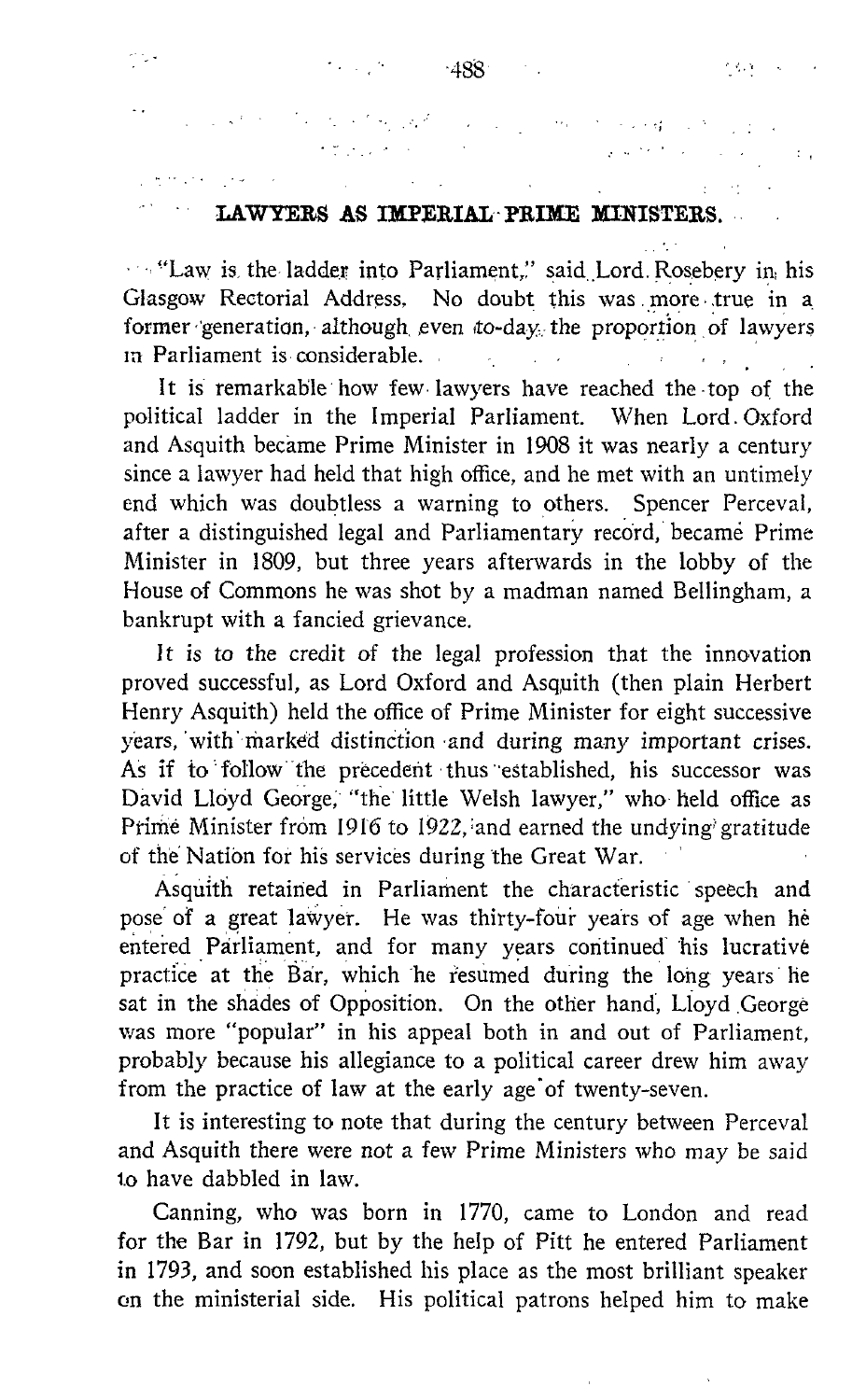## LAWYERS AS IMPERIAL PRIME MINISTERS.

"Law is the ladder into Parliament," said Lord Rosebery in his Glasgow Rectorial Address. No doubt this was more true in a former generation, although even to-day the proportion of lawyers in Parliament is considerable.

It is remarkable how few lawyers have reached the top of the political ladder in the Imperial Parliament. When Lord Oxford and Asquith became Prime Minister in 1908 it was nearly a century since a lawyer had held that high office, and he met with an untimely end which was doubtless a warning to others. Spencer Perceval, after a distinguished legal and Parliamentary record, became Prime Minister in 1809, but three years afterwards in the lobby of the House of Commons he was shot by a madman named Bellingham, a bankrupt with a fancied grievance.

It is to the credit of the legal profession that the innovation proved successful, as Lord Oxford and Asquith (then plain Herbert Henry Asquith) held the office of Prime Minister for eight successive years, with marked distinction and during many important crises. As if to follow the precedent thus established, his successor was David Lloyd George, "the little Welsh lawyer," who held office as Prime Minister from 1916 to 1922, and earned the undying gratitude of the Nation for his services during the Great War.

Asquith retained in Parliament the characteristic speech and pose of a great lawyer. He was thirty-four years of age when he entered Parliament, and for many years continued his lucrative practice at the Bar, which he resumed during the long years he sat in the shades of Opposition. On the other hand, Lloyd George was more "popular" in his appeal both in and out of Parliament, probably because his allegiance to a political career drew him away from the practice of law at the early age of twenty-seven.

It is interesting to note that during the century between Perceval and Asquith there were not a few Prime Ministers who may be said to have dabbled in law.

Canning, who was born in 1770, came to London and read for the Bar in 1792, but by the help of Pitt he entered Parliament in 1793, and soon established his place as the most brilliant speaker on the ministerial side. His political patrons helped him to make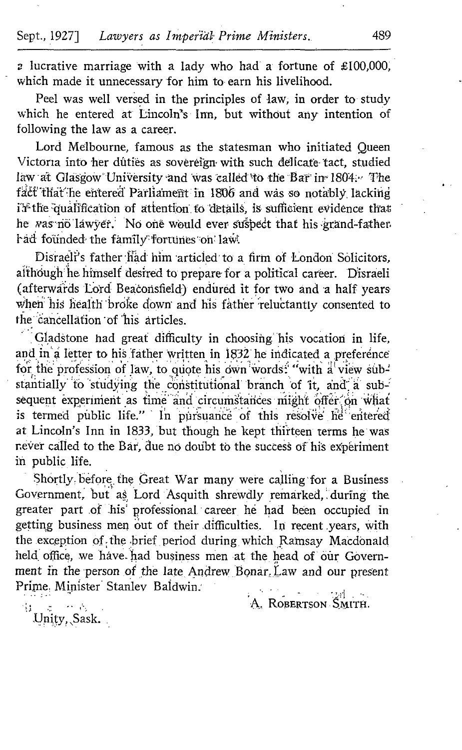a lucrative marriage with a lady who had a fortune of £100,000, which made it unnecessary for him to earn his livelihood.

Peel was well versed in the principles of law, in order to study which he entered at Lincoln's Inn, but without any intention of following the law as a career.

Lord Melbourne, famous as the statesman who initiated Queen Victoria into her duties as sovereign with such delicate tact, studied law at Glasgow University and was called to the Bar in 1804. The fact that he entered Parliament in 1806 and was so notably lacking in the qualification of attention to details, is sufficient evidence that he was no lawyer. No one would ever suspect that his grand-father had founded the family fortunes on law.

Disraeli's father had him articled to a firm of London Solicitors, although he himself desired to prepare for a political career. Disraeli (afterwards Lord Beaconsfield) endured it for two and a half years when his health broke down and his father reluctantly consented to the cancellation of his articles.

Gladstone had great difficulty in choosing his vocation in life, and in a letter to his father written in 1832 he indicated a preference for the profession of law, to quote his own words: "with a view substantially to studying the constitutional branch of it, and a subsequent experiment as time and circumstances might offer on what is termed public life." In pursuance of this resolve he entered at Lincoln's Inn in 1833, but though he kept thirteen terms he was never called to the Bar, due no doubt to the success of his experiment in public life.

Shortly before the Great War many were calling for a Business Government, but as Lord Asquith shrewdly remarked, during the greater part of his professional career he had been occupied in getting business men out of their difficulties. In recent years, with the exception of the brief period during which Ramsay Macdonald held office, we have had business men at the head of our Government in the person of the late Andrew Bonar Law and our present Prime Minister Stanley Baldwin.

A. ROBERTSON SMITH.

Unity, Sask.